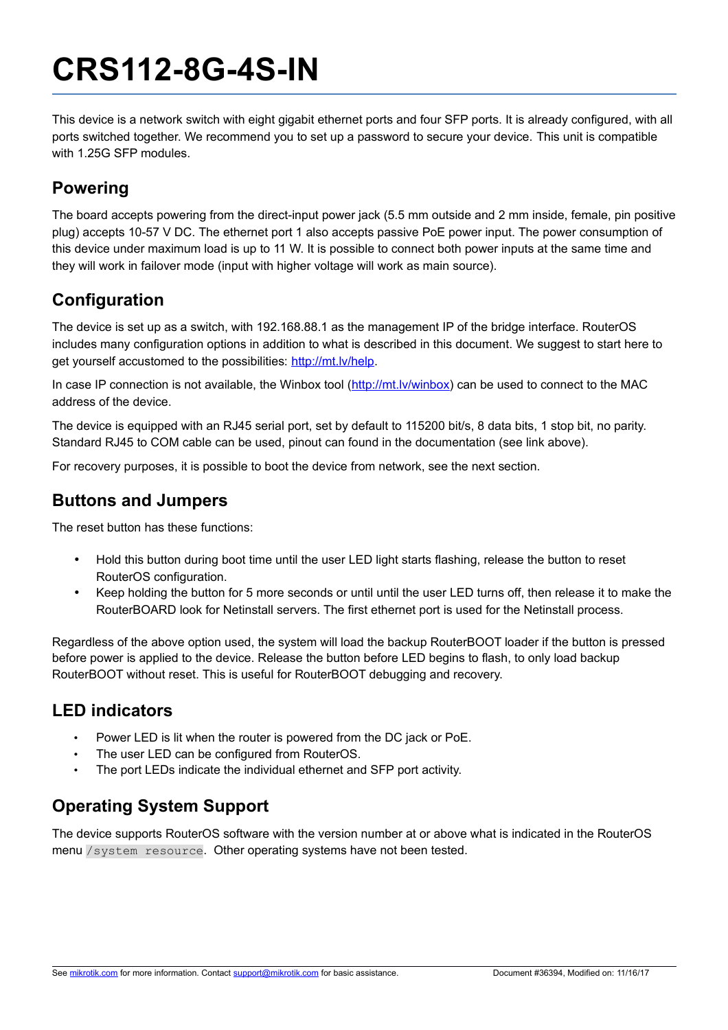# CRS112-8G-4S-IN

This device is a network switch with eight gigabit ethernet ports and four SFP ports. It is already configured, with all ports switched together. We recommend you to set up a password to secure your device. This unit is compatible with 1.25G SFP modules.

## Powering

The board accepts powering from the direct-input power jack (5.5 mm outside and 2 mm inside, female, pin positive plug) accepts 10-57 V DC. The ethernet port 1 also accepts passive PoE power input. The power consumption of this device under maximum load is up to 11 W. It is possible to connect both power inputs at the same time and they will work in failover mode (input with higher voltage will work as main source).

## Configuration

The device is set up as a switch, with 192.168.88.1 as the management IP of the bridge interface. RouterOS includes many configuration options in addition to what is described in this document. We suggest to start here to get yourself accustomed to the possibilities: [http://mt.lv/help](http://mt.lv/help).

In case IP connection is not available, the Winbox tool ([http://mt.lv/winbox](http://mt.lv/winbox)) can be used to connect to the MAC address of the device.

The device is equipped with an RJ45 serial port, set by default to 115200 bit/s, 8 data bits, 1 stop bit, no parity. Standard RJ45 to COM cable can be used, pinout can found in the documentation (see link above).

For recovery purposes, it is possible to boot the device from network, see the next section.

## Buttons and Jumpers

The reset button has these functions:

- Hold this button during boot time until the user LED light starts flashing, release the button to reset RouterOS configuration.
- Keep holding the button for 5 more seconds or until until the user LED turns off, then release it to make the RouterBOARD look for Netinstall servers. The first ethernet port is used for the Netinstall process.

Regardless of the above option used, the system will load the backup RouterBOOT loader if the button is pressed before power is applied to the device. Release the button before LED begins to flash, to only load backup RouterBOOT without reset. This is useful for RouterBOOT debugging and recovery.

## LED indicators

- Power LED is lit when the router is powered from the DC jack or PoE.
- The user LED can be configured from RouterOS.
- The port LEDs indicate the individual ethernet and SFP port activity.

## Operating System Support

The device supports RouterOS software with the version number at or above what is indicated in the RouterOS menu `/system resource`. Other operating systems have not been tested.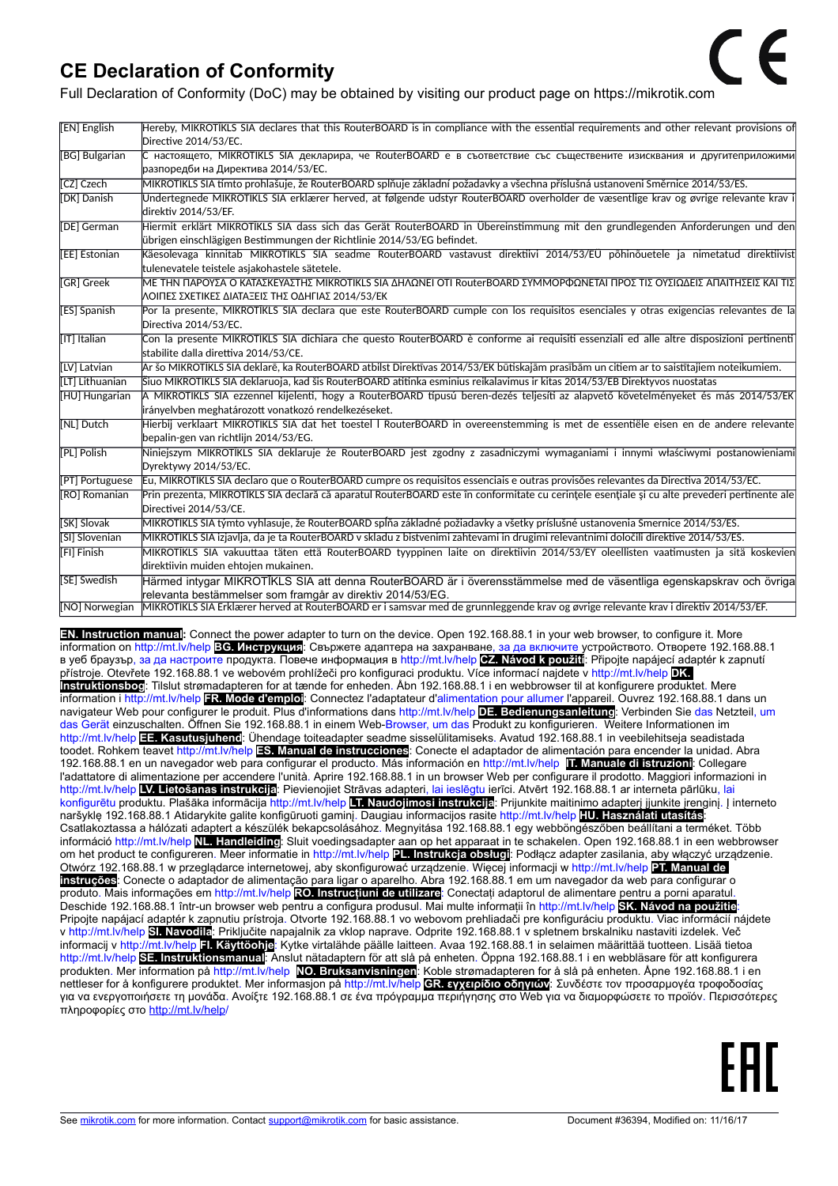# CE Declaration of Conformity

Full Declaration of Conformity (DoC) may be obtained by visiting our product page on https://mikrotik.com

| | |
|---|---|
| [EN] English | Hereby, MIKROTIKLS SIA declares that this RouterBOARD is in compliance with the essential requirements and other relevant provisions of Directive 2014/53/EC. |
| [BG] Bulgarian | С настоящето, MIKROTIKLS SIA декларира, че RouterBOARD е в съответствие със съществените изисквания и другитеприложими разпоредби на Директива 2014/53/EC. |
| [CZ] Czech | MIKROTIKLS SIA tímto prohlašuje, že RouterBOARD splňuje základní požadavky a všechna příslušná ustanovení Směrnice 2014/53/ES. |
| [DK] Danish | Undertegnede MIKROTIKLS SIA erklærer herved, at følgende udstyr RouterBOARD overholder de væsentlige krav og øvrige relevante krav i direktiv 2014/53/EF. |
| [DE] German | Hiermit erklärt MIKROTIKLS SIA dass sich das Gerät RouterBOARD in Übereinstimmung mit den grundlegenden Anforderungen und den übrigen einschlägigen Bestimmungen der Richtlinie 2014/53/EG befindet. |
| [EE] Estonian | Käesolevaga kinnitab MIKROTIKLS SIA seadme RouterBOARD vastavust direktiivi 2014/53/EU põhinõuetele ja nimetatud direktiivist tulenevatele teistele asjakohastele sätetele. |
| [GR] Greek | ΜΕ ΤΗΝ ΠΑΡΟΥΣΑ Ο ΚΑΤΑΣΚΕΥΑΣΤΗΣ MIKROTIKLS SIA ΔΗΛΩΝΕΙ ΟΤΙ RouterBOARD ΣΥΜΜΟΡΦΩΝΕΤΑΙ ΠΡΟΣ ΤΙΣ ΟΥΣΙΩΔΕΙΣ ΑΠΑΙΤΗΣΕΙΣ ΚΑΙ ΤΙΣ ΛΟΙΠΕΣ ΣΧΕΤΙΚΕΣ ΔΙΑΤΑΞΕΙΣ ΤΗΣ ΟΔΗΓΙΑΣ 2014/53/ΕΚ |
| [ES] Spanish | Por la presente, MIKROTIKLS SIA declara que este RouterBOARD cumple con los requisitos esenciales y otras exigencias relevantes de la Directiva 2014/53/EC. |
| [IT] Italian | Con la presente MIKROTIKLS SIA dichiara che questo RouterBOARD è conforme ai requisiti essenziali ed alle altre disposizioni pertinenti stabilite dalla direttiva 2014/53/CE. |
| [LV] Latvian | Ar šo MIKROTIKLS SIA deklarē, ka RouterBOARD atbilst Direktīvas 2014/53/EK būtiskajām prasībām un citiem ar to saistītajiem noteikumiem. |
| [LT] Lithuanian | Šiuo MIKROTIKLS SIA deklaruoja, kad šis RouterBOARD atitinka esminius reikalavimus ir kitas 2014/53/EB Direktyvos nuostatas |
| [HU] Hungarian | A MIKROTIKLS SIA ezzennel kijelenti, hogy a RouterBOARD típusú beren-dezés teljesíti az alapvető követelményeket és más 2014/53/EK irányelvben meghatározott vonatkozó rendelkezéseket. |
| [NL] Dutch | Hierbij verklaart MIKROTIKLS SIA dat het toestel l RouterBOARD in overeenstemming is met de essentiële eisen en de andere relevante bepalin-gen van richtlijn 2014/53/EG. |
| [PL] Polish | Niniejszym MIKROTIKLS SIA deklaruje że RouterBOARD jest zgodny z zasadniczymi wymaganiami i innymi właściwymi postanowieniami Dyrektywy 2014/53/EC. |
| [PT] Portuguese | Eu, MIKROTIKLS SIA declaro que o RouterBOARD cumpre os requisitos essenciais e outras provisões relevantes da Directiva 2014/53/EC. |
| [RO] Romanian | Prin prezenta, MIKROTIKLS SIA declară că aparatul RouterBOARD este în conformitate cu cerințele esențiale și cu alte prevederi pertinente ale Directivei 2014/53/CE. |
| [SK] Slovak | MIKROTIKLS SIA týmto vyhlasuje, že RouterBOARD spĺňa základné požiadavky a všetky príslušné ustanovenia Smernice 2014/53/ES. |
| [SI] Slovenian | MIKROTIKLS SIA izjavlja, da je ta RouterBOARD v skladu z bistvenimi zahtevami in drugimi relevantnimi določili direktive 2014/53/ES. |
| [FI] Finish | MIKROTIKLS SIA vakuuttaa täten että RouterBOARD tyyppinen laite on direktiivin 2014/53/EY oleellisten vaatimusten ja sitä koskevien direktiivin muiden ehtojen mukainen. |
| [SE] Swedish | Härmed intygar MIKROTIKLS SIA att denna RouterBOARD är i överensstämmelse med de väsentliga egenskapskrav och övriga relevanta bestämmelser som framgår av direktiv 2014/53/EG. |
| [NO] Norwegian | MIKROTIKLS SIA Erklærer herved at RouterBOARD er i samsvar med de grunnleggende krav og øvrige relevante krav i direktiv 2014/53/EF. |

**EN. Instruction manual**: Connect the power adapter to turn on the device. Open 192.168.88.1 in your web browser, to configure it. More information on http://mt.lv/help **BG. Инструкция**: Свържете адаптера на захранване, за да включите устройството. Отворете 192.168.88.1 в уеб браузър, за да настроите продукта. Повече информация в http://mt.lv/help **CZ. Návod k použití**: Připojte napájecí adaptér k zapnutí přístroje. Otevřete 192.168.88.1 ve webovém prohlížeči pro konfiguraci produktu. Více informací najdete v http://mt.lv/help **DK. Instruktionsbog**: Tilslut strømadapteren for at tænde for enheden. Åbn 192.168.88.1 i en webbrowser til at konfigurere produktet. Mere information i http://mt.lv/help **FR. Mode d'emploi**: Connectez l'adaptateur d'alimentation pour allumer l'appareil. Ouvrez 192.168.88.1 dans un navigateur Web pour configurer le produit. Plus d'informations dans http://mt.lv/help **DE. Bedienungsanleitung**: Verbinden Sie das Netzteil, um das Gerät einzuschalten. Öffnen Sie 192.168.88.1 in einem Web-Browser, um das Produkt zu konfigurieren. Weitere Informationen im http://mt.lv/help **EE. Kasutusjuhend**: Ühendage toiteadapter seadme sisselülitamiseks. Avatud 192.168.88.1 in veebilehitseja seadistada toodet. Rohkem teavet http://mt.lv/help **ES. Manual de instrucciones**: Conecte el adaptador de alimentación para encender la unidad. Abra 192.168.88.1 en un navegador web para configurar el producto. Más información en http://mt.lv/help **IT. Manuale di istruzioni**: Collegare l'adattatore di alimentazione per accendere l'unità. Aprire 192.168.88.1 in un browser Web per configurare il prodotto. Maggiori informazioni in http://mt.lv/help **LV. Lietošanas instrukcija**: Pievienojiet Strāvas adapteri, lai ieslēgtu ierīci. Atvērt 192.168.88.1 ar interneta pārlūku, lai konfigurētu produktu. Plašāka informācija http://mt.lv/help **LT. Naudojimosi instrukcija**: Prijunkite maitinimo adapterį įjunkite įrenginį. Į interneto naršyklę 192.168.88.1 Atidarykite galite konfigūruoti gaminį. Daugiau informacijos rasite http://mt.lv/help **HU. Használati utasítás**: Csatlakoztassa a hálózati adaptert a készülék bekapcsolásához. Megnyitása 192.168.88.1 egy webböngészőben beállítani a terméket. Több információ http://mt.lv/help **NL. Handleiding**: Sluit voedingsadapter aan op het apparaat in te schakelen. Open 192.168.88.1 in een webbrowser om het product te configureren. Meer informatie in http://mt.lv/help **PL. Instrukcja obsługi**: Podłącz adapter zasilania, aby włączyć urządzenie. Otwórz 192.168.88.1 w przeglądarce internetowej, aby skonfigurować urządzenie. Więcej informacji w http://mt.lv/help **PT. Manual de instruções**: Conecte o adaptador de alimentação para ligar o aparelho. Abra 192.168.88.1 em um navegador da web para configurar o produto. Mais informações em http://mt.lv/help **RO. Instrucțiuni de utilizare**: Conectați adaptorul de alimentare pentru a porni aparatul. Deschide 192.168.88.1 într-un browser web pentru a configura produsul. Mai multe informații în http://mt.lv/help **SK. Návod na použitie**: Pripojte napájací adaptér k zapnutiu prístroja. Otvorte 192.168.88.1 vo webovom prehliadači pre konfiguráciu produktu. Viac informácií nájdete v http://mt.lv/help **SI. Navodila**: Priključite napajalnik za vklop naprave. Odprite 192.168.88.1 v spletnem brskalniku nastaviti izdelek. Več informacij v http://mt.lv/help **FI. Käyttöohje**: Kytke virtalähde päälle laitteen. Avaa 192.168.88.1 in selaimen määrittää tuotteen. Lisää tietoa http://mt.lv/help **SE. Instruktionsmanual**: Anslut nätadaptern för att slå på enheten. Öppna 192.168.88.1 i en webbläsare för att konfigurera produkten. Mer information på http://mt.lv/help **NO. Bruksanvisningen**: Koble strømadapteren for å slå på enheten. Åpne 192.168.88.1 i en nettleser for å konfigurere produktet. Mer informasjon på http://mt.lv/help **GR. εγχειρίδιο οδηγιών**: Συνδέστε τον προσαρμογέα τροφοδοσίας για να ενεργοποιήσετε τη μονάδα. Ανοίξτε 192.168.88.1 σε ένα πρόγραμμα περιήγησης στο Web για να διαμορφώσετε το προϊόν. Περισσότερες πληροφορίες στο http://mt.lv/help/

See mikrotik.com for more information. Contact support@mikrotik.com for basic assistance. Document #36394, Modified on: 11/16/17